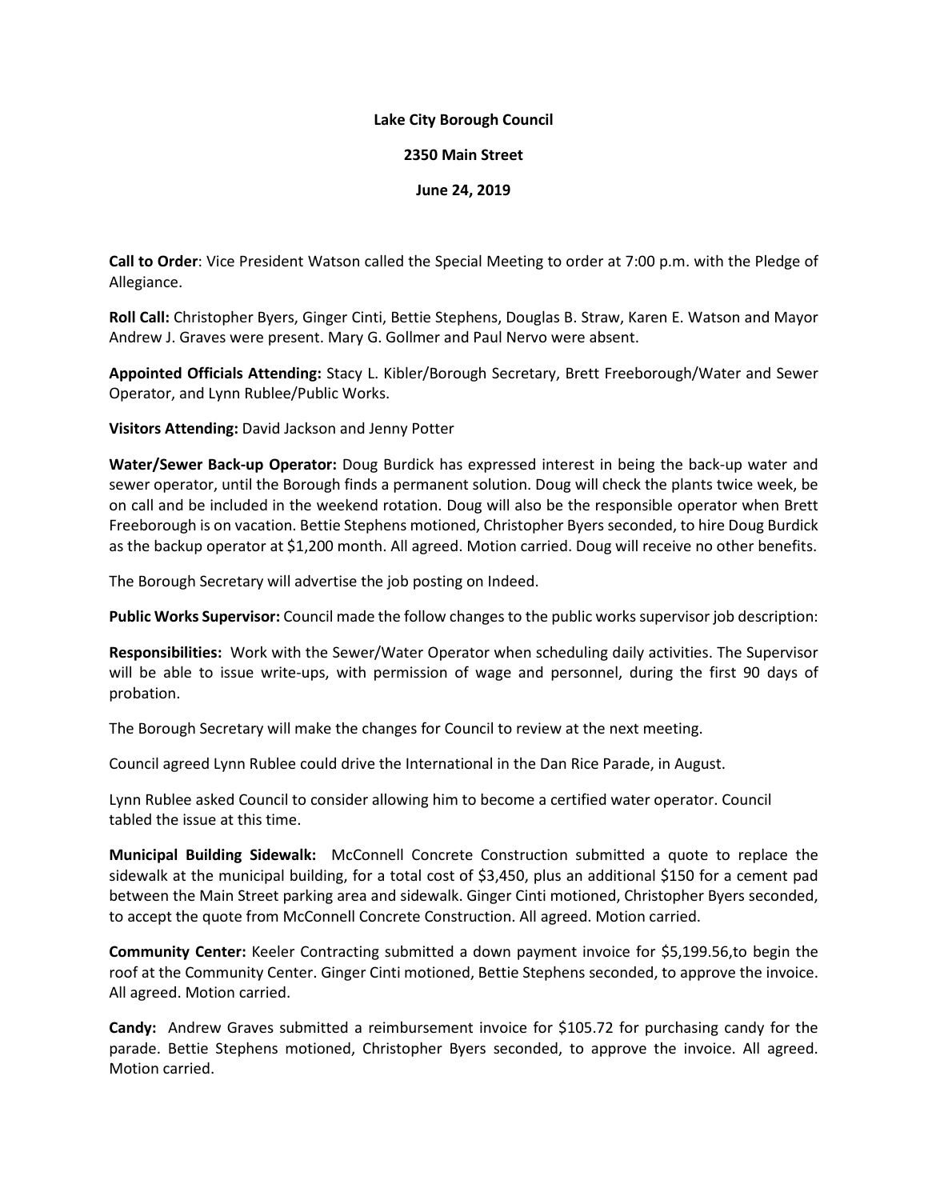**Lake City Borough Council**

**2350 Main Street**

**June 24, 2019**

**Call to Order**: Vice President Watson called the Special Meeting to order at 7:00 p.m. with the Pledge of Allegiance.

**Roll Call:** Christopher Byers, Ginger Cinti, Bettie Stephens, Douglas B. Straw, Karen E. Watson and Mayor Andrew J. Graves were present. Mary G. Gollmer and Paul Nervo were absent.

**Appointed Officials Attending:** Stacy L. Kibler/Borough Secretary, Brett Freeborough/Water and Sewer Operator, and Lynn Rublee/Public Works.

**Visitors Attending:** David Jackson and Jenny Potter

**Water/Sewer Back-up Operator:** Doug Burdick has expressed interest in being the back-up water and sewer operator, until the Borough finds a permanent solution. Doug will check the plants twice week, be on call and be included in the weekend rotation. Doug will also be the responsible operator when Brett Freeborough is on vacation. Bettie Stephens motioned, Christopher Byers seconded, to hire Doug Burdick as the backup operator at $1,200 month. All agreed. Motion carried. Doug will receive no other benefits.

The Borough Secretary will advertise the job posting on Indeed.

**Public Works Supervisor:** Council made the follow changes to the public works supervisor job description:

**Responsibilities:** Work with the Sewer/Water Operator when scheduling daily activities. The Supervisor will be able to issue write-ups, with permission of wage and personnel, during the first 90 days of probation.

The Borough Secretary will make the changes for Council to review at the next meeting.

Council agreed Lynn Rublee could drive the International in the Dan Rice Parade, in August.

Lynn Rublee asked Council to consider allowing him to become a certified water operator. Council tabled the issue at this time.

**Municipal Building Sidewalk:** McConnell Concrete Construction submitted a quote to replace the sidewalk at the municipal building, for a total cost of $3,450, plus an additional $150 for a cement pad between the Main Street parking area and sidewalk. Ginger Cinti motioned, Christopher Byers seconded, to accept the quote from McConnell Concrete Construction. All agreed. Motion carried.

**Community Center:** Keeler Contracting submitted a down payment invoice for $5,199.56,to begin the roof at the Community Center. Ginger Cinti motioned, Bettie Stephens seconded, to approve the invoice. All agreed. Motion carried.

**Candy:** Andrew Graves submitted a reimbursement invoice for $105.72 for purchasing candy for the parade. Bettie Stephens motioned, Christopher Byers seconded, to approve the invoice. All agreed. Motion carried.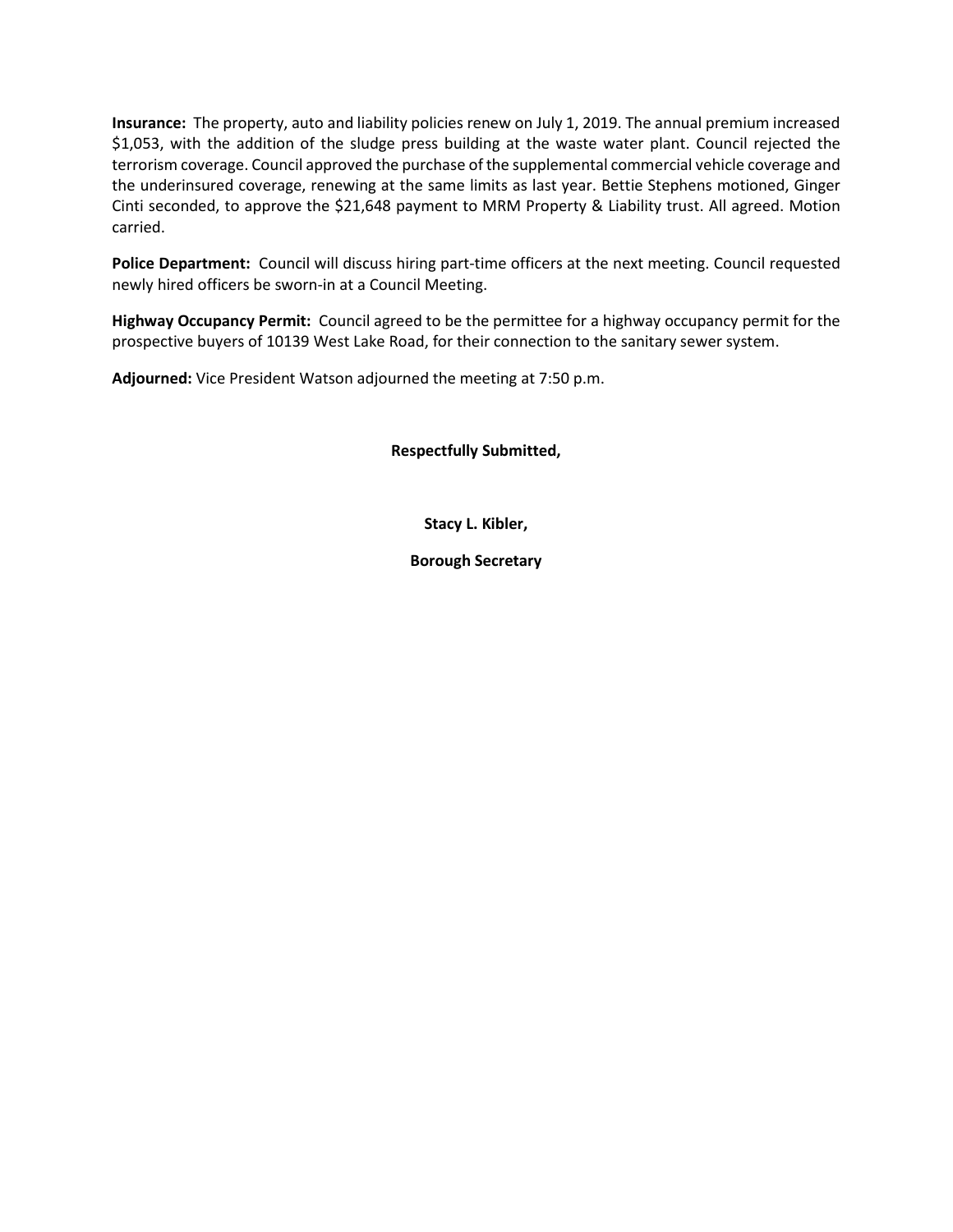**Insurance:** The property, auto and liability policies renew on July 1, 2019. The annual premium increased $1,053, with the addition of the sludge press building at the waste water plant. Council rejected the terrorism coverage. Council approved the purchase of the supplemental commercial vehicle coverage and the underinsured coverage, renewing at the same limits as last year. Bettie Stephens motioned, Ginger Cinti seconded, to approve the $21,648 payment to MRM Property & Liability trust. All agreed. Motion carried.

**Police Department:** Council will discuss hiring part-time officers at the next meeting. Council requested newly hired officers be sworn-in at a Council Meeting.

**Highway Occupancy Permit:** Council agreed to be the permittee for a highway occupancy permit for the prospective buyers of 10139 West Lake Road, for their connection to the sanitary sewer system.

**Adjourned:** Vice President Watson adjourned the meeting at 7:50 p.m.

**Respectfully Submitted,**

**Stacy L. Kibler,**

**Borough Secretary**